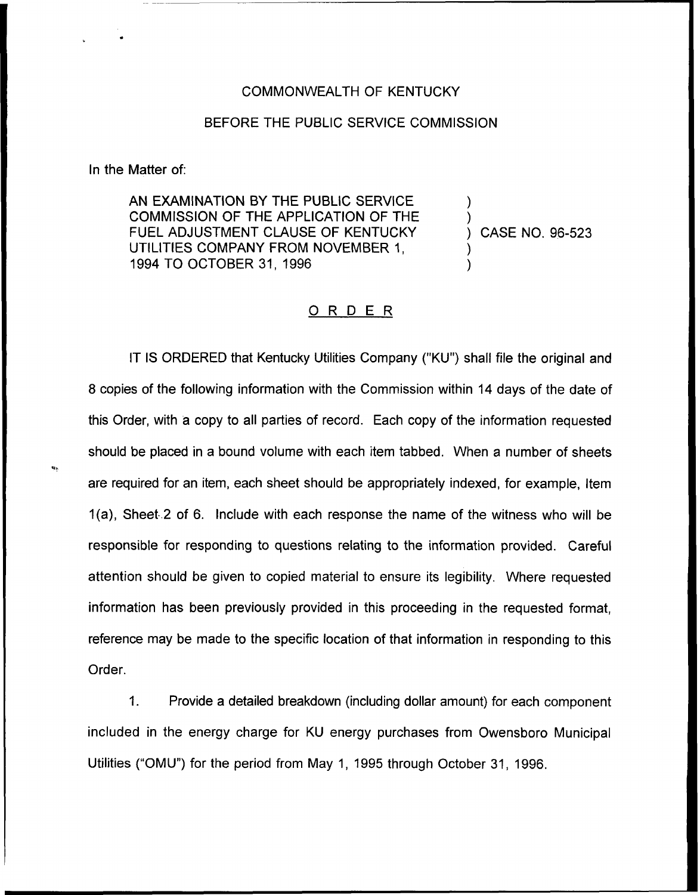COMMONWEALTH OF KENTUCKY

BEFORE THE PUBLIC SERVICE COMMISSION

In the Matter of:

AN EXAMINATION BY THE PUBLIC SERVICE COMMISSION OF THE APPLICATION OF THE FUEL ADJUSTMENT CLAUSE OF KENTUCKY UTILITIES COMPANY FROM NOVEMBER 1, 1994 TO OCTOBER 31, 1996 ) CASE NO. 96-523

# ORDER

IT IS ORDERED that Kentucky Utilities Company ("KU") shall file the original and 8 copies of the following information with the Commission within 14 days of the date of this Order, with a copy to all parties of record. Each copy of the information requested should be placed in a bound volume with each item tabbed. When a number of sheets are required for an item, each sheet should be appropriately indexed, for example, Item 1(a), Sheet 2 of 6. Include with each response the name of the witness who will be responsible for responding to questions relating to the information provided. Careful attention should be given to copied material to ensure its legibility. Where requested information has been previously provided in this proceeding in the requested format, reference may be made to the specific location of that information in responding to this Order.

1. Provide a detailed breakdown (including dollar amount) for each component included in the energy charge for KU energy purchases from Owensboro Municipal Utilities ("OMU") for the period from May 1, 1995 through October 31, 1996.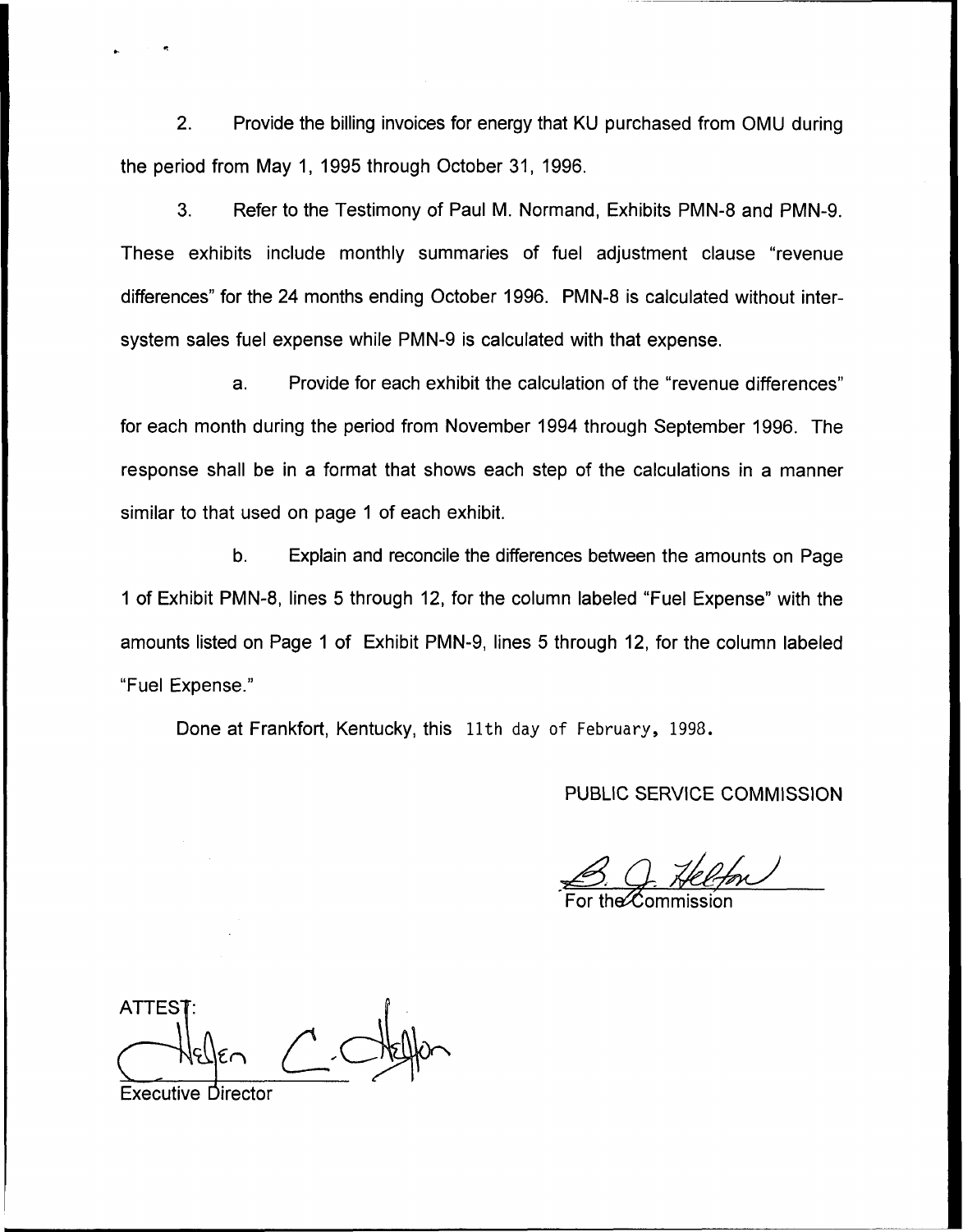2. Provide the billing invoices for energy that KU purchased from OMU during the period from May 1, 1995 through October 31, 1996.

3. Refer to the Testimony of Paul M. Normand, Exhibits PMN-8 and PMN-9. These exhibits include monthly summaries of fuel adjustment clause "revenue differences" for the 24 months ending October 1996. PMN-8 is calculated without inter-system sales fuel expense while PMN-9 is calculated with that expense.

a. Provide for each exhibit the calculation of the "revenue differences" for each month during the period from November 1994 through September 1996. The response shall be in a format that shows each step of the calculations in a manner similar to that used on page 1 of each exhibit.

b. Explain and reconcile the differences between the amounts on Page 1 of Exhibit PMN-8, lines 5 through 12, for the column labeled "Fuel Expense" with the amounts listed on Page 1 of Exhibit PMN-9, lines 5 through 12, for the column labeled "Fuel Expense."

Done at Frankfort, Kentucky, this 11th day of February, 1998.

PUBLIC SERVICE COMMISSION

For the Commission

ATTEST:

Executive Director